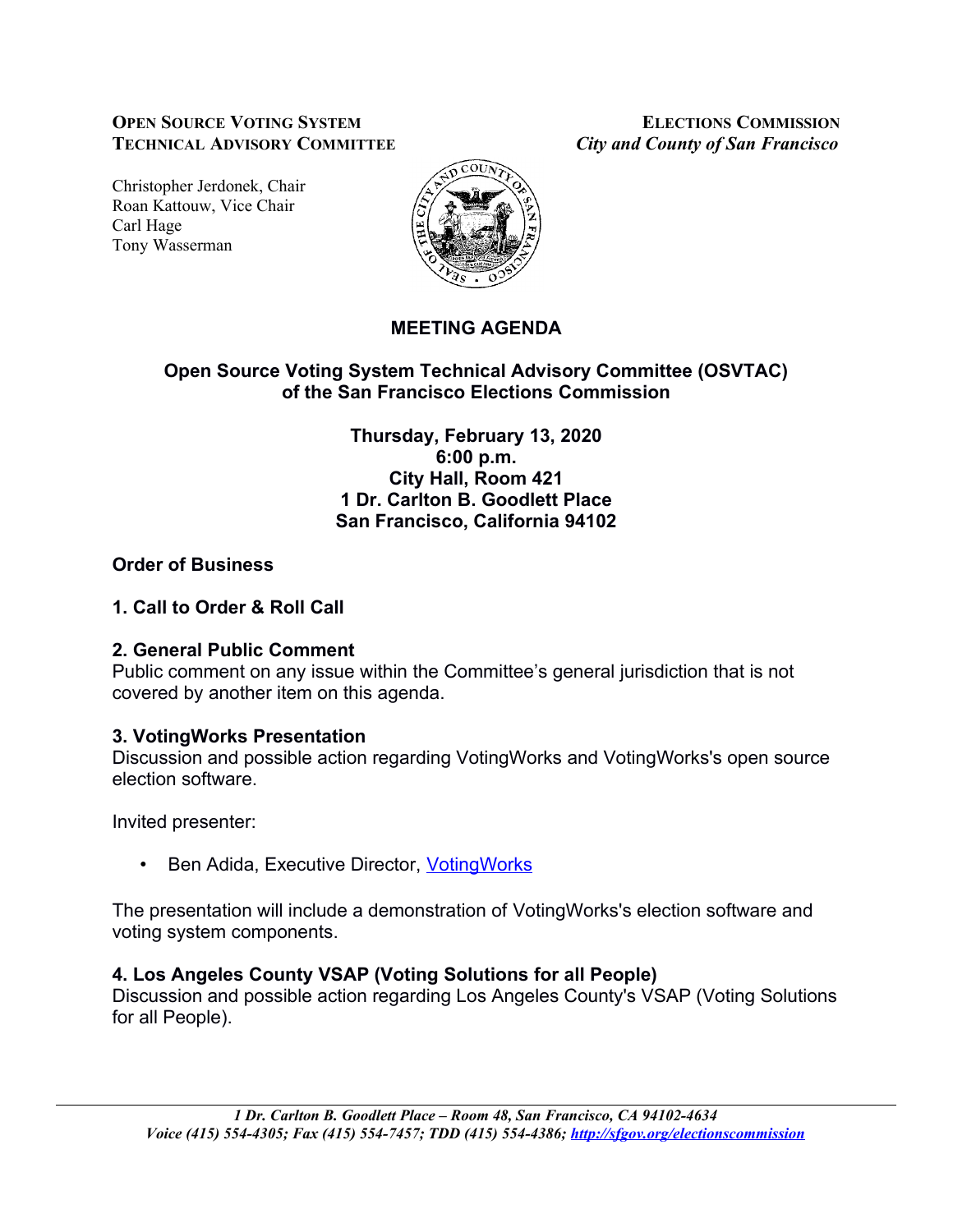**OPEN SOURCE VOTING SYSTEM TECHNICAL ADVISORY COMMITTEE**

**ELECTIONS COMMISSION**
*City and County of San Francisco*

Christopher Jerdonek, Chair
Roan Kattouw, Vice Chair
Carl Hage
Tony Wasserman

# MEETING AGENDA

## Open Source Voting System Technical Advisory Committee (OSVTAC) of the San Francisco Elections Commission

**Thursday, February 13, 2020**
**6:00 p.m.**
**City Hall, Room 421**
**1 Dr. Carlton B. Goodlett Place**
**San Francisco, California 94102**

### Order of Business

### 1. Call to Order & Roll Call

### 2. General Public Comment

Public comment on any issue within the Committee's general jurisdiction that is not covered by another item on this agenda.

### 3. VotingWorks Presentation

Discussion and possible action regarding VotingWorks and VotingWorks's open source election software.

Invited presenter:

- Ben Adida, Executive Director, VotingWorks

The presentation will include a demonstration of VotingWorks's election software and voting system components.

### 4. Los Angeles County VSAP (Voting Solutions for all People)

Discussion and possible action regarding Los Angeles County's VSAP (Voting Solutions for all People).

*1 Dr. Carlton B. Goodlett Place – Room 48, San Francisco, CA 94102-4634*
*Voice (415) 554-4305; Fax (415) 554-7457; TDD (415) 554-4386; http://sfgov.org/electionscommission*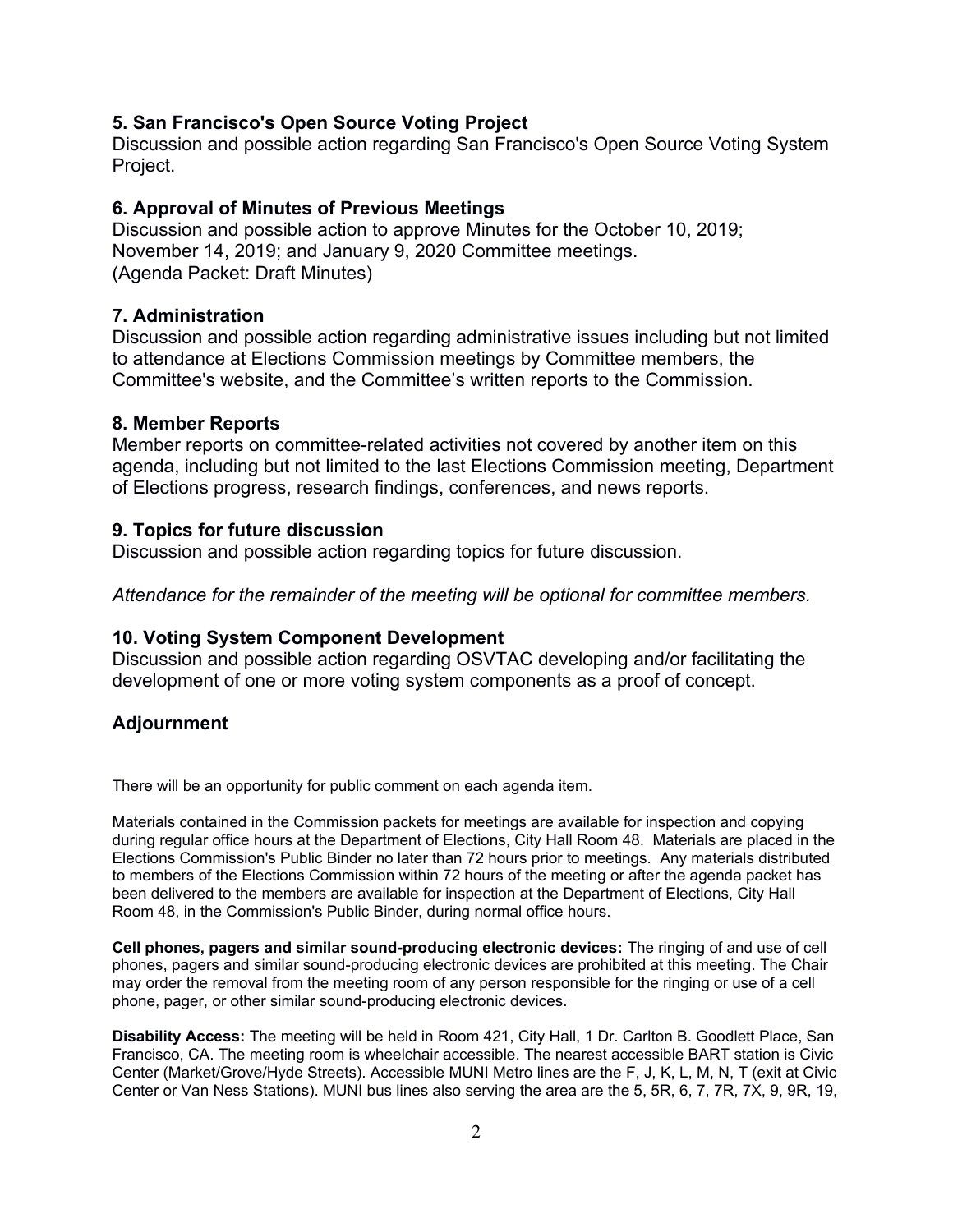### 5. San Francisco's Open Source Voting Project

Discussion and possible action regarding San Francisco's Open Source Voting System Project.

### 6. Approval of Minutes of Previous Meetings

Discussion and possible action to approve Minutes for the October 10, 2019; November 14, 2019; and January 9, 2020 Committee meetings.
(Agenda Packet: Draft Minutes)

### 7. Administration

Discussion and possible action regarding administrative issues including but not limited to attendance at Elections Commission meetings by Committee members, the Committee's website, and the Committee's written reports to the Commission.

### 8. Member Reports

Member reports on committee-related activities not covered by another item on this agenda, including but not limited to the last Elections Commission meeting, Department of Elections progress, research findings, conferences, and news reports.

### 9. Topics for future discussion

Discussion and possible action regarding topics for future discussion.

*Attendance for the remainder of the meeting will be optional for committee members.*

### 10. Voting System Component Development

Discussion and possible action regarding OSVTAC developing and/or facilitating the development of one or more voting system components as a proof of concept.

### Adjournment

There will be an opportunity for public comment on each agenda item.

Materials contained in the Commission packets for meetings are available for inspection and copying during regular office hours at the Department of Elections, City Hall Room 48. Materials are placed in the Elections Commission's Public Binder no later than 72 hours prior to meetings. Any materials distributed to members of the Elections Commission within 72 hours of the meeting or after the agenda packet has been delivered to the members are available for inspection at the Department of Elections, City Hall Room 48, in the Commission's Public Binder, during normal office hours.

**Cell phones, pagers and similar sound-producing electronic devices:** The ringing of and use of cell phones, pagers and similar sound-producing electronic devices are prohibited at this meeting. The Chair may order the removal from the meeting room of any person responsible for the ringing or use of a cell phone, pager, or other similar sound-producing electronic devices.

**Disability Access:** The meeting will be held in Room 421, City Hall, 1 Dr. Carlton B. Goodlett Place, San Francisco, CA. The meeting room is wheelchair accessible. The nearest accessible BART station is Civic Center (Market/Grove/Hyde Streets). Accessible MUNI Metro lines are the F, J, K, L, M, N, T (exit at Civic Center or Van Ness Stations). MUNI bus lines also serving the area are the 5, 5R, 6, 7, 7R, 7X, 9, 9R, 19,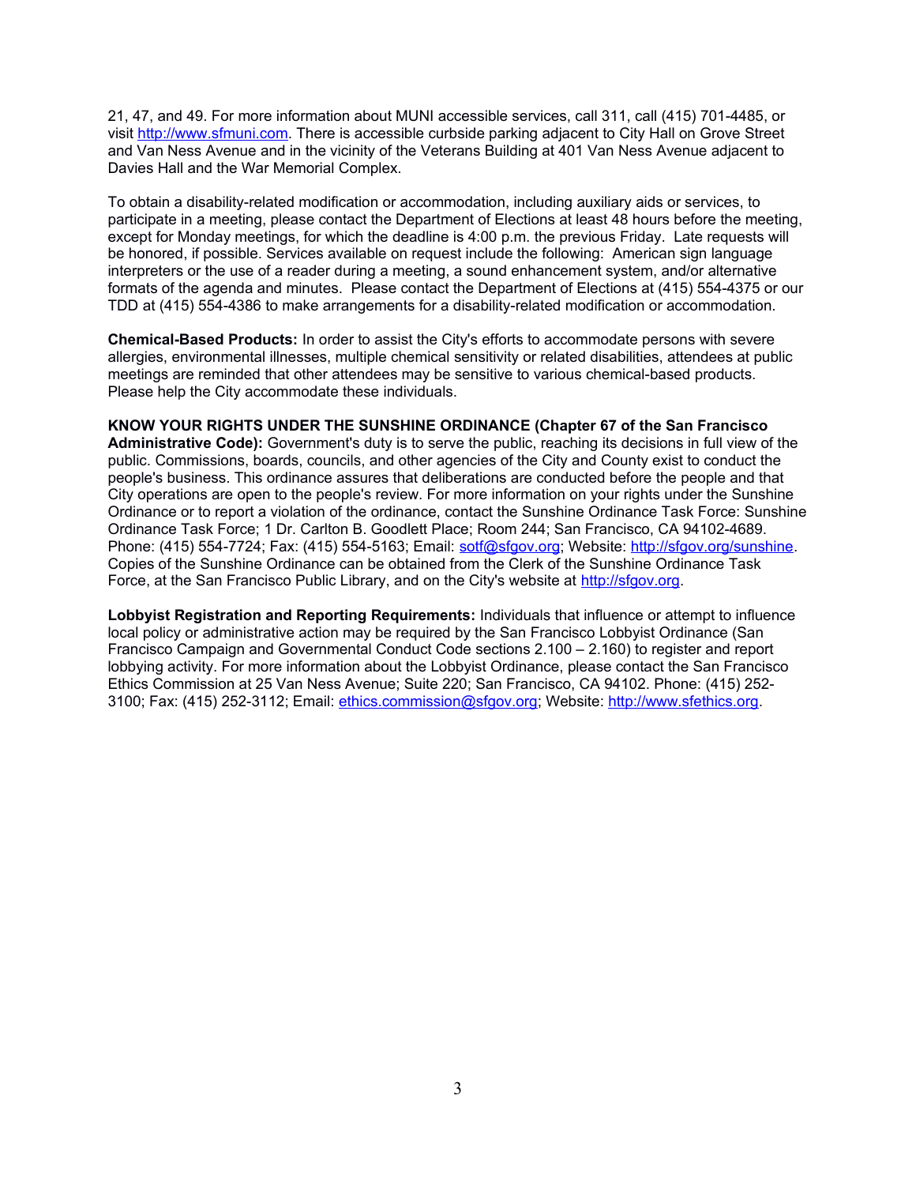21, 47, and 49. For more information about MUNI accessible services, call 311, call (415) 701-4485, or visit http://www.sfmuni.com. There is accessible curbside parking adjacent to City Hall on Grove Street and Van Ness Avenue and in the vicinity of the Veterans Building at 401 Van Ness Avenue adjacent to Davies Hall and the War Memorial Complex.

To obtain a disability-related modification or accommodation, including auxiliary aids or services, to participate in a meeting, please contact the Department of Elections at least 48 hours before the meeting, except for Monday meetings, for which the deadline is 4:00 p.m. the previous Friday. Late requests will be honored, if possible. Services available on request include the following: American sign language interpreters or the use of a reader during a meeting, a sound enhancement system, and/or alternative formats of the agenda and minutes. Please contact the Department of Elections at (415) 554-4375 or our TDD at (415) 554-4386 to make arrangements for a disability-related modification or accommodation.

**Chemical-Based Products:** In order to assist the City's efforts to accommodate persons with severe allergies, environmental illnesses, multiple chemical sensitivity or related disabilities, attendees at public meetings are reminded that other attendees may be sensitive to various chemical-based products. Please help the City accommodate these individuals.

**KNOW YOUR RIGHTS UNDER THE SUNSHINE ORDINANCE (Chapter 67 of the San Francisco Administrative Code):** Government's duty is to serve the public, reaching its decisions in full view of the public. Commissions, boards, councils, and other agencies of the City and County exist to conduct the people's business. This ordinance assures that deliberations are conducted before the people and that City operations are open to the people's review. For more information on your rights under the Sunshine Ordinance or to report a violation of the ordinance, contact the Sunshine Ordinance Task Force: Sunshine Ordinance Task Force; 1 Dr. Carlton B. Goodlett Place; Room 244; San Francisco, CA 94102-4689. Phone: (415) 554-7724; Fax: (415) 554-5163; Email: sotf@sfgov.org; Website: http://sfgov.org/sunshine. Copies of the Sunshine Ordinance can be obtained from the Clerk of the Sunshine Ordinance Task Force, at the San Francisco Public Library, and on the City's website at http://sfgov.org.

**Lobbyist Registration and Reporting Requirements:** Individuals that influence or attempt to influence local policy or administrative action may be required by the San Francisco Lobbyist Ordinance (San Francisco Campaign and Governmental Conduct Code sections 2.100 – 2.160) to register and report lobbying activity. For more information about the Lobbyist Ordinance, please contact the San Francisco Ethics Commission at 25 Van Ness Avenue; Suite 220; San Francisco, CA 94102. Phone: (415) 252-3100; Fax: (415) 252-3112; Email: ethics.commission@sfgov.org; Website: http://www.sfethics.org.